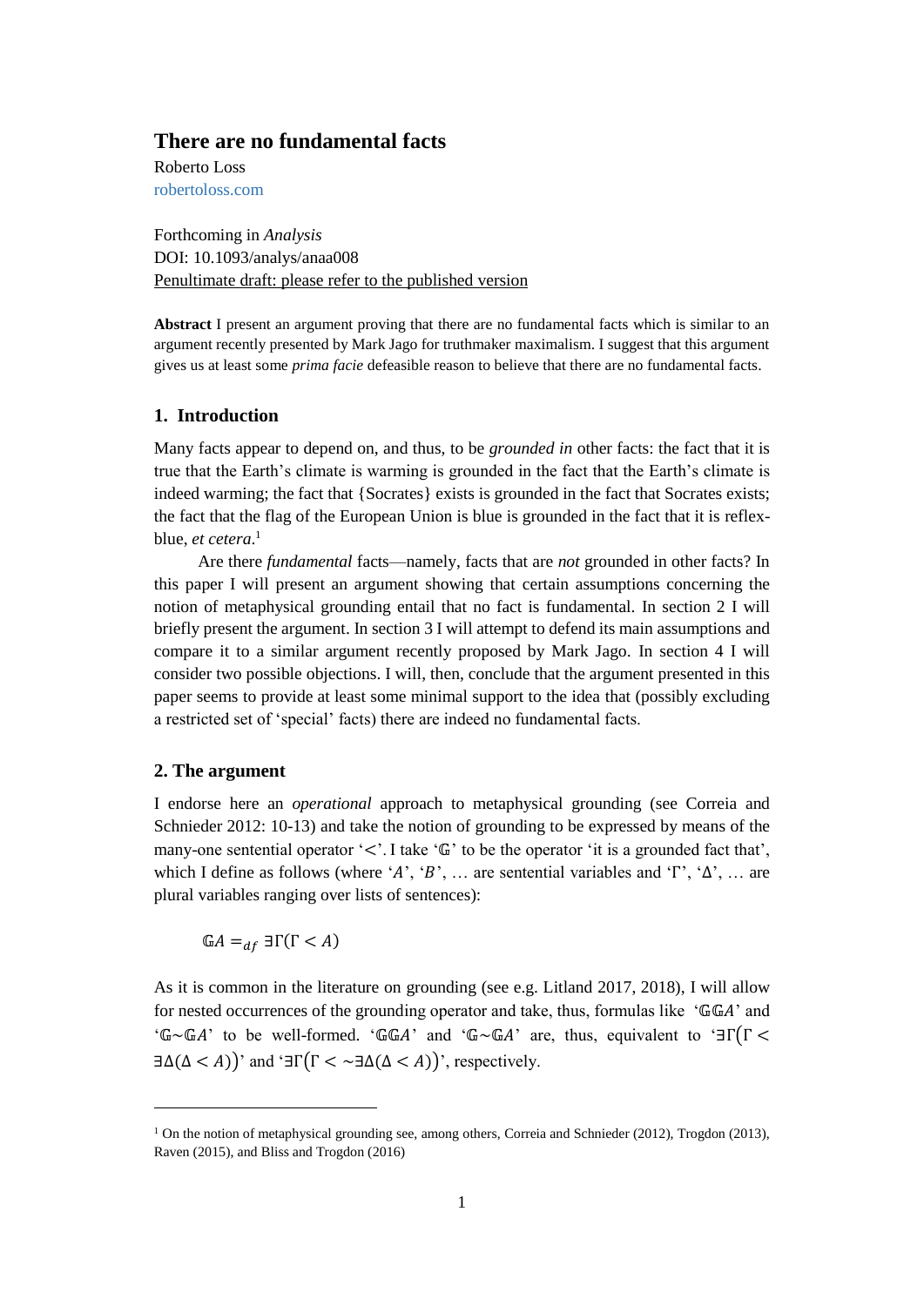# There are no fundamental facts

Roberto Loss
robertoloss.com

Forthcoming in *Analysis*
DOI: 10.1093/analys/anaa008
Penultimate draft: please refer to the published version

**Abstract** I present an argument proving that there are no fundamental facts which is similar to an argument recently presented by Mark Jago for truthmaker maximalism. I suggest that this argument gives us at least some *prima facie* defeasible reason to believe that there are no fundamental facts.

## 1. Introduction

Many facts appear to depend on, and thus, to be *grounded in* other facts: the fact that it is true that the Earth's climate is warming is grounded in the fact that the Earth's climate is indeed warming; the fact that {Socrates} exists is grounded in the fact that Socrates exists; the fact that the flag of the European Union is blue is grounded in the fact that it is reflex-blue, *et cetera*.[1]

Are there *fundamental* facts—namely, facts that are *not* grounded in other facts? In this paper I will present an argument showing that certain assumptions concerning the notion of metaphysical grounding entail that no fact is fundamental. In section 2 I will briefly present the argument. In section 3 I will attempt to defend its main assumptions and compare it to a similar argument recently proposed by Mark Jago. In section 4 I will consider two possible objections. I will, then, conclude that the argument presented in this paper seems to provide at least some minimal support to the idea that (possibly excluding a restricted set of 'special' facts) there are indeed no fundamental facts.

## 2. The argument

I endorse here an *operational* approach to metaphysical grounding (see Correia and Schnieder 2012: 10-13) and take the notion of grounding to be expressed by means of the many-one sentential operator '$<$'. I take '$\mathbb{G}$' to be the operator 'it is a grounded fact that', which I define as follows (where '$A$', '$B$', … are sentential variables and '$\Gamma$', '$\Delta$', … are plural variables ranging over lists of sentences):

$$\mathbb{G}A =_{df} \exists\Gamma(\Gamma < A)$$

As it is common in the literature on grounding (see e.g. Litland 2017, 2018), I will allow for nested occurrences of the grounding operator and take, thus, formulas like '$\mathbb{G}\mathbb{G}A$' and '$\mathbb{G}{\sim}\mathbb{G}A$' to be well-formed. '$\mathbb{G}\mathbb{G}A$' and '$\mathbb{G}{\sim}\mathbb{G}A$' are, thus, equivalent to '$\exists\Gamma\big(\Gamma < \exists\Delta(\Delta < A)\big)$' and '$\exists\Gamma\big(\Gamma < {\sim}\exists\Delta(\Delta < A)\big)$', respectively.

[1] On the notion of metaphysical grounding see, among others, Correia and Schnieder (2012), Trogdon (2013), Raven (2015), and Bliss and Trogdon (2016)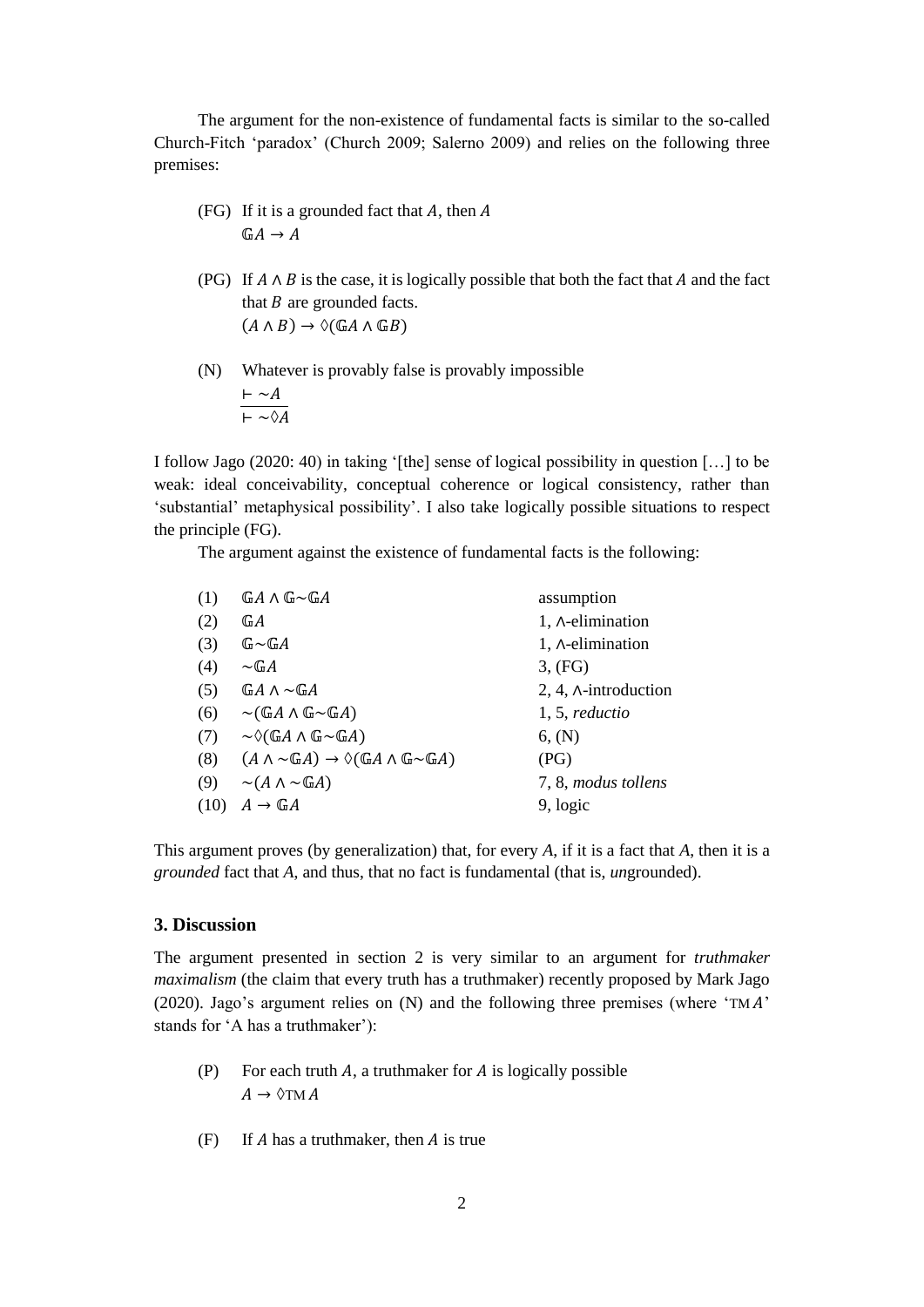The argument for the non-existence of fundamental facts is similar to the so-called Church-Fitch 'paradox' (Church 2009; Salerno 2009) and relies on the following three premises:

(FG) If it is a grounded fact that $A$, then $A$
$\mathbb{G}A \rightarrow A$

(PG) If $A \wedge B$ is the case, it is logically possible that both the fact that $A$ and the fact that $B$ are grounded facts.
$(A \wedge B) \rightarrow \Diamond(\mathbb{G}A \wedge \mathbb{G}B)$

(N) Whatever is provably false is provably impossible
$$\frac{\vdash \sim A}{\vdash \sim \Diamond A}$$

I follow Jago (2020: 40) in taking '[the] sense of logical possibility in question […] to be weak: ideal conceivability, conceptual coherence or logical consistency, rather than 'substantial' metaphysical possibility'. I also take logically possible situations to respect the principle (FG).

The argument against the existence of fundamental facts is the following:

| | | |
|---|---|---|
| (1) | $\mathbb{G}A \wedge \mathbb{G}{\sim}\mathbb{G}A$ | assumption |
| (2) | $\mathbb{G}A$ | 1, $\wedge$-elimination |
| (3) | $\mathbb{G}{\sim}\mathbb{G}A$ | 1, $\wedge$-elimination |
| (4) | ${\sim}\mathbb{G}A$ | 3, (FG) |
| (5) | $\mathbb{G}A \wedge {\sim}\mathbb{G}A$ | 2, 4, $\wedge$-introduction |
| (6) | ${\sim}(\mathbb{G}A \wedge \mathbb{G}{\sim}\mathbb{G}A)$ | 1, 5, *reductio* |
| (7) | ${\sim}\Diamond(\mathbb{G}A \wedge \mathbb{G}{\sim}\mathbb{G}A)$ | 6, (N) |
| (8) | $(A \wedge {\sim}\mathbb{G}A) \rightarrow \Diamond(\mathbb{G}A \wedge \mathbb{G}{\sim}\mathbb{G}A)$ | (PG) |
| (9) | ${\sim}(A \wedge {\sim}\mathbb{G}A)$ | 7, 8, *modus tollens* |
| (10) | $A \rightarrow \mathbb{G}A$ | 9, logic |

This argument proves (by generalization) that, for every $A$, if it is a fact that $A$, then it is a *grounded* fact that $A$, and thus, that no fact is fundamental (that is, *un*grounded).

## 3. Discussion

The argument presented in section 2 is very similar to an argument for *truthmaker maximalism* (the claim that every truth has a truthmaker) recently proposed by Mark Jago (2020). Jago's argument relies on (N) and the following three premises (where '$\text{TM}\,A$' stands for 'A has a truthmaker'):

(P) For each truth $A$, a truthmaker for $A$ is logically possible
$A \rightarrow \Diamond\text{TM}\,A$

(F) If $A$ has a truthmaker, then $A$ is true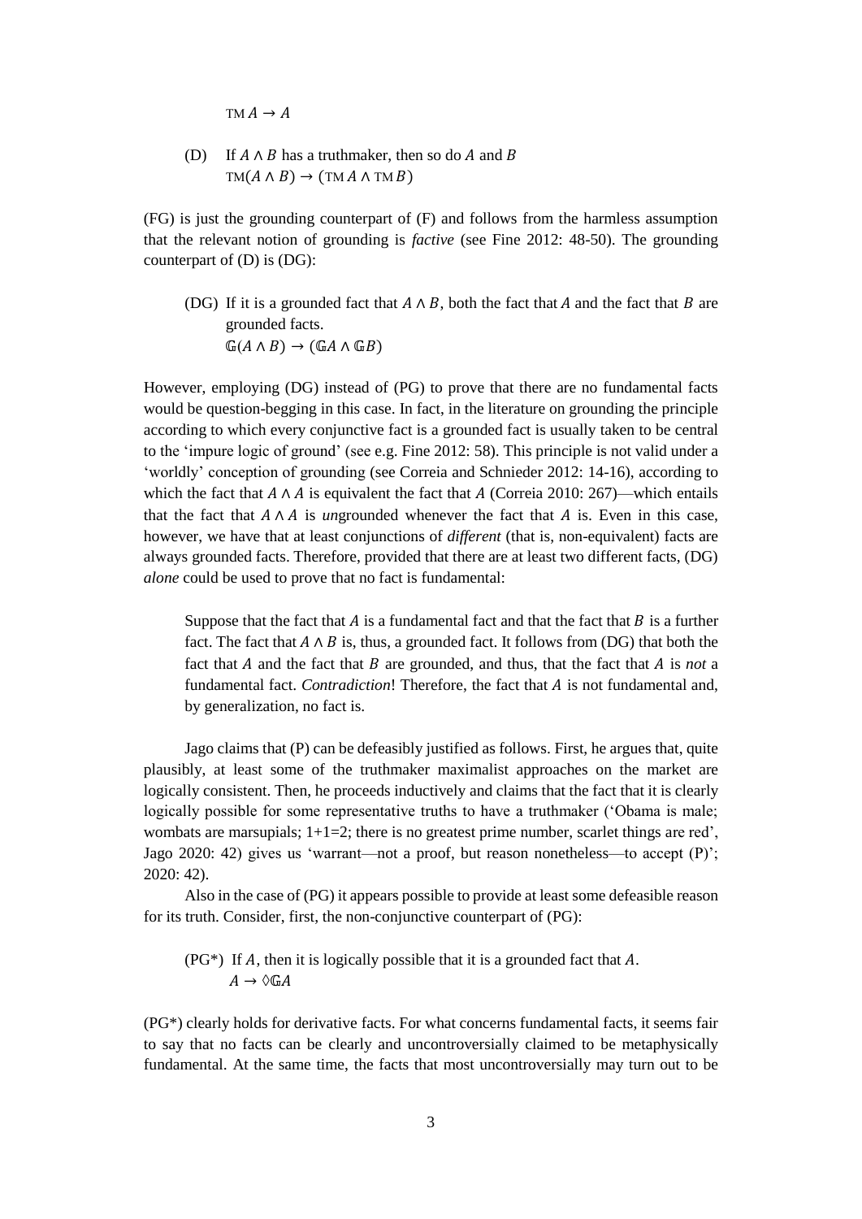$\text{TM}\, A \rightarrow A$

(D) If $A \wedge B$ has a truthmaker, then so do $A$ and $B$
$\text{TM}(A \wedge B) \rightarrow (\text{TM}\, A \wedge \text{TM}\, B)$

(FG) is just the grounding counterpart of (F) and follows from the harmless assumption that the relevant notion of grounding is *factive* (see Fine 2012: 48-50). The grounding counterpart of (D) is (DG):

(DG) If it is a grounded fact that $A \wedge B$, both the fact that $A$ and the fact that $B$ are grounded facts.
$\mathbb{G}(A \wedge B) \rightarrow (\mathbb{G}A \wedge \mathbb{G}B)$

However, employing (DG) instead of (PG) to prove that there are no fundamental facts would be question-begging in this case. In fact, in the literature on grounding the principle according to which every conjunctive fact is a grounded fact is usually taken to be central to the 'impure logic of ground' (see e.g. Fine 2012: 58). This principle is not valid under a 'worldly' conception of grounding (see Correia and Schnieder 2012: 14-16), according to which the fact that $A \wedge A$ is equivalent the fact that $A$ (Correia 2010: 267)—which entails that the fact that $A \wedge A$ is *un*grounded whenever the fact that $A$ is. Even in this case, however, we have that at least conjunctions of *different* (that is, non-equivalent) facts are always grounded facts. Therefore, provided that there are at least two different facts, (DG) *alone* could be used to prove that no fact is fundamental:

> Suppose that the fact that $A$ is a fundamental fact and that the fact that $B$ is a further fact. The fact that $A \wedge B$ is, thus, a grounded fact. It follows from (DG) that both the fact that $A$ and the fact that $B$ are grounded, and thus, that the fact that $A$ is *not* a fundamental fact. *Contradiction*! Therefore, the fact that $A$ is not fundamental and, by generalization, no fact is.

Jago claims that (P) can be defeasibly justified as follows. First, he argues that, quite plausibly, at least some of the truthmaker maximalist approaches on the market are logically consistent. Then, he proceeds inductively and claims that the fact that it is clearly logically possible for some representative truths to have a truthmaker ('Obama is male; wombats are marsupials; 1+1=2; there is no greatest prime number, scarlet things are red', Jago 2020: 42) gives us 'warrant—not a proof, but reason nonetheless—to accept (P)'; 2020: 42).

Also in the case of (PG) it appears possible to provide at least some defeasible reason for its truth. Consider, first, the non-conjunctive counterpart of (PG):

(PG*) If $A$, then it is logically possible that it is a grounded fact that $A$.
$A \rightarrow \Diamond\mathbb{G}A$

(PG*) clearly holds for derivative facts. For what concerns fundamental facts, it seems fair to say that no facts can be clearly and uncontroversially claimed to be metaphysically fundamental. At the same time, the facts that most uncontroversially may turn out to be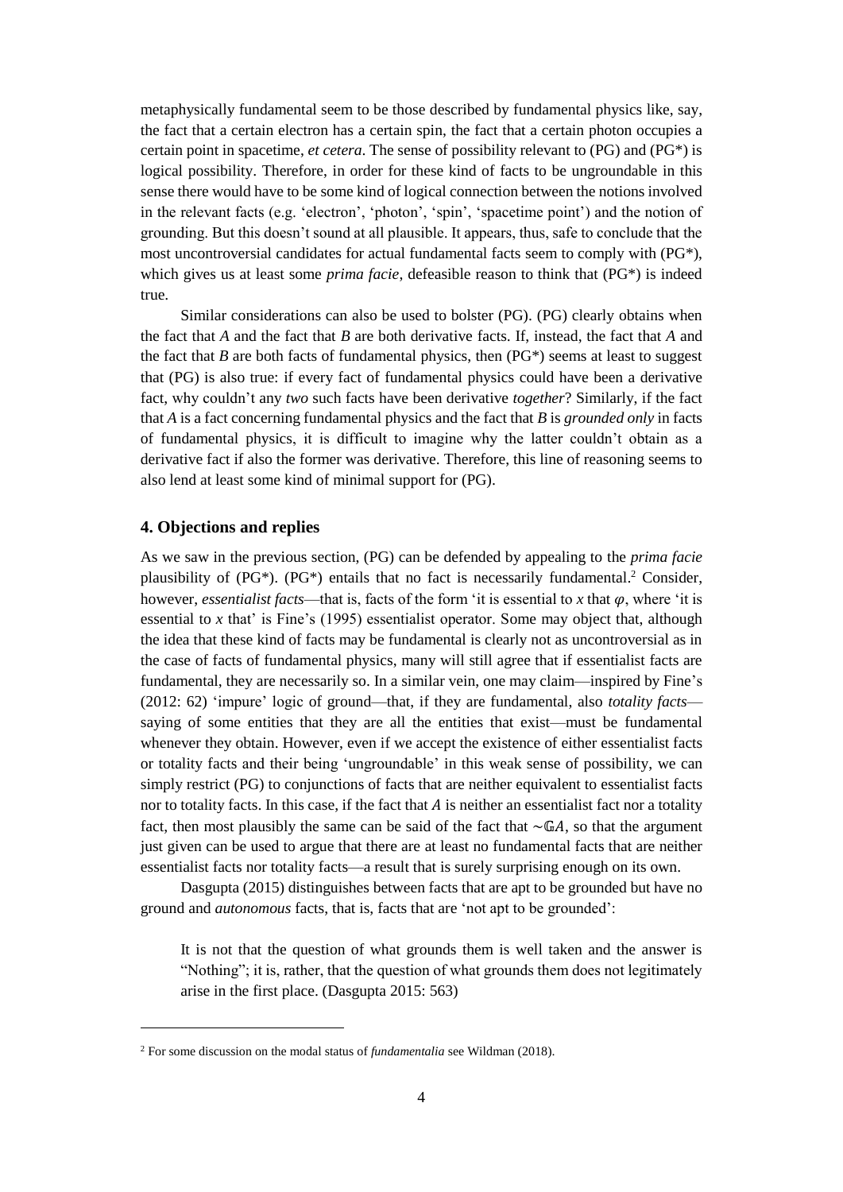metaphysically fundamental seem to be those described by fundamental physics like, say, the fact that a certain electron has a certain spin, the fact that a certain photon occupies a certain point in spacetime, *et cetera*. The sense of possibility relevant to (PG) and (PG*) is logical possibility. Therefore, in order for these kind of facts to be ungroundable in this sense there would have to be some kind of logical connection between the notions involved in the relevant facts (e.g. 'electron', 'photon', 'spin', 'spacetime point') and the notion of grounding. But this doesn't sound at all plausible. It appears, thus, safe to conclude that the most uncontroversial candidates for actual fundamental facts seem to comply with (PG*), which gives us at least some *prima facie*, defeasible reason to think that (PG*) is indeed true.

Similar considerations can also be used to bolster (PG). (PG) clearly obtains when the fact that *A* and the fact that *B* are both derivative facts. If, instead, the fact that *A* and the fact that *B* are both facts of fundamental physics, then (PG*) seems at least to suggest that (PG) is also true: if every fact of fundamental physics could have been a derivative fact, why couldn't any *two* such facts have been derivative *together*? Similarly, if the fact that *A* is a fact concerning fundamental physics and the fact that *B* is *grounded only* in facts of fundamental physics, it is difficult to imagine why the latter couldn't obtain as a derivative fact if also the former was derivative. Therefore, this line of reasoning seems to also lend at least some kind of minimal support for (PG).

## 4. Objections and replies

As we saw in the previous section, (PG) can be defended by appealing to the *prima facie* plausibility of (PG*). (PG*) entails that no fact is necessarily fundamental.[2] Consider, however, *essentialist facts*—that is, facts of the form 'it is essential to *x* that $\varphi$, where 'it is essential to *x* that' is Fine's (1995) essentialist operator. Some may object that, although the idea that these kind of facts may be fundamental is clearly not as uncontroversial as in the case of facts of fundamental physics, many will still agree that if essentialist facts are fundamental, they are necessarily so. In a similar vein, one may claim—inspired by Fine's (2012: 62) 'impure' logic of ground—that, if they are fundamental, also *totality facts*—saying of some entities that they are all the entities that exist—must be fundamental whenever they obtain. However, even if we accept the existence of either essentialist facts or totality facts and their being 'ungroundable' in this weak sense of possibility, we can simply restrict (PG) to conjunctions of facts that are neither equivalent to essentialist facts nor to totality facts. In this case, if the fact that *A* is neither an essentialist fact nor a totality fact, then most plausibly the same can be said of the fact that $\sim\mathbb{G}A$, so that the argument just given can be used to argue that there are at least no fundamental facts that are neither essentialist facts nor totality facts—a result that is surely surprising enough on its own.

Dasgupta (2015) distinguishes between facts that are apt to be grounded but have no ground and *autonomous* facts, that is, facts that are 'not apt to be grounded':

> It is not that the question of what grounds them is well taken and the answer is "Nothing"; it is, rather, that the question of what grounds them does not legitimately arise in the first place. (Dasgupta 2015: 563)

---

[2] For some discussion on the modal status of *fundamentalia* see Wildman (2018).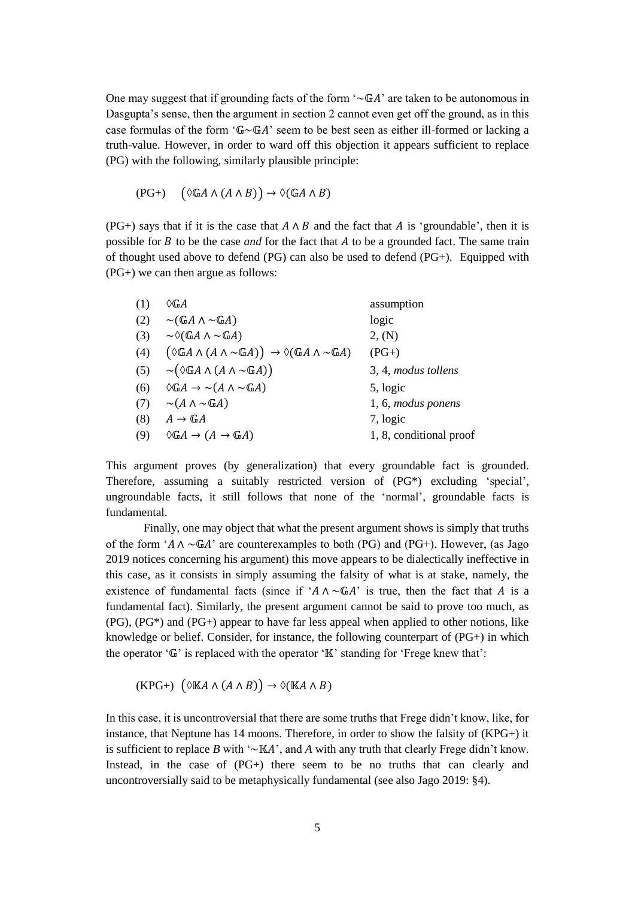One may suggest that if grounding facts of the form '$\sim\mathbb{G}A$' are taken to be autonomous in Dasgupta's sense, then the argument in section 2 cannot even get off the ground, as in this case formulas of the form '$\mathbb{G}\sim\mathbb{G}A$' seem to be best seen as either ill-formed or lacking a truth-value. However, in order to ward off this objection it appears sufficient to replace (PG) with the following, similarly plausible principle:

(PG+) $\quad \big(\Diamond\mathbb{G}A \wedge (A \wedge B)\big) \rightarrow \Diamond(\mathbb{G}A \wedge B)$

(PG+) says that if it is the case that $A \wedge B$ and the fact that $A$ is 'groundable', then it is possible for $B$ to be the case *and* for the fact that $A$ to be a grounded fact. The same train of thought used above to defend (PG) can also be used to defend (PG+). Equipped with (PG+) we can then argue as follows:

| | | |
|---|---|---|
| (1) | $\Diamond\mathbb{G}A$ | assumption |
| (2) | $\sim(\mathbb{G}A \wedge \sim\mathbb{G}A)$ | logic |
| (3) | $\sim\Diamond(\mathbb{G}A \wedge \sim\mathbb{G}A)$ | 2, (N) |
| (4) | $\big(\Diamond\mathbb{G}A \wedge (A \wedge \sim\mathbb{G}A)\big) \rightarrow \Diamond(\mathbb{G}A \wedge \sim\mathbb{G}A)$ | (PG+) |
| (5) | $\sim\big(\Diamond\mathbb{G}A \wedge (A \wedge \sim\mathbb{G}A)\big)$ | 3, 4, *modus tollens* |
| (6) | $\Diamond\mathbb{G}A \rightarrow \sim(A \wedge \sim\mathbb{G}A)$ | 5, logic |
| (7) | $\sim(A \wedge \sim\mathbb{G}A)$ | 1, 6, *modus ponens* |
| (8) | $A \rightarrow \mathbb{G}A$ | 7, logic |
| (9) | $\Diamond\mathbb{G}A \rightarrow (A \rightarrow \mathbb{G}A)$ | 1, 8, conditional proof |

This argument proves (by generalization) that every groundable fact is grounded. Therefore, assuming a suitably restricted version of (PG*) excluding 'special', ungroundable facts, it still follows that none of the 'normal', groundable facts is fundamental.

Finally, one may object that what the present argument shows is simply that truths of the form '$A \wedge \sim\mathbb{G}A$' are counterexamples to both (PG) and (PG+). However, (as Jago 2019 notices concerning his argument) this move appears to be dialectically ineffective in this case, as it consists in simply assuming the falsity of what is at stake, namely, the existence of fundamental facts (since if '$A \wedge \sim\mathbb{G}A$' is true, then the fact that $A$ is a fundamental fact). Similarly, the present argument cannot be said to prove too much, as (PG), (PG*) and (PG+) appear to have far less appeal when applied to other notions, like knowledge or belief. Consider, for instance, the following counterpart of (PG+) in which the operator '$\mathbb{G}$' is replaced with the operator '$\mathbb{K}$' standing for 'Frege knew that':

(KPG+) $\big(\Diamond\mathbb{K}A \wedge (A \wedge B)\big) \rightarrow \Diamond(\mathbb{K}A \wedge B)$

In this case, it is uncontroversial that there are some truths that Frege didn't know, like, for instance, that Neptune has 14 moons. Therefore, in order to show the falsity of (KPG+) it is sufficient to replace $B$ with '$\sim\mathbb{K}A$', and $A$ with any truth that clearly Frege didn't know. Instead, in the case of (PG+) there seem to be no truths that can clearly and uncontroversially said to be metaphysically fundamental (see also Jago 2019: §4).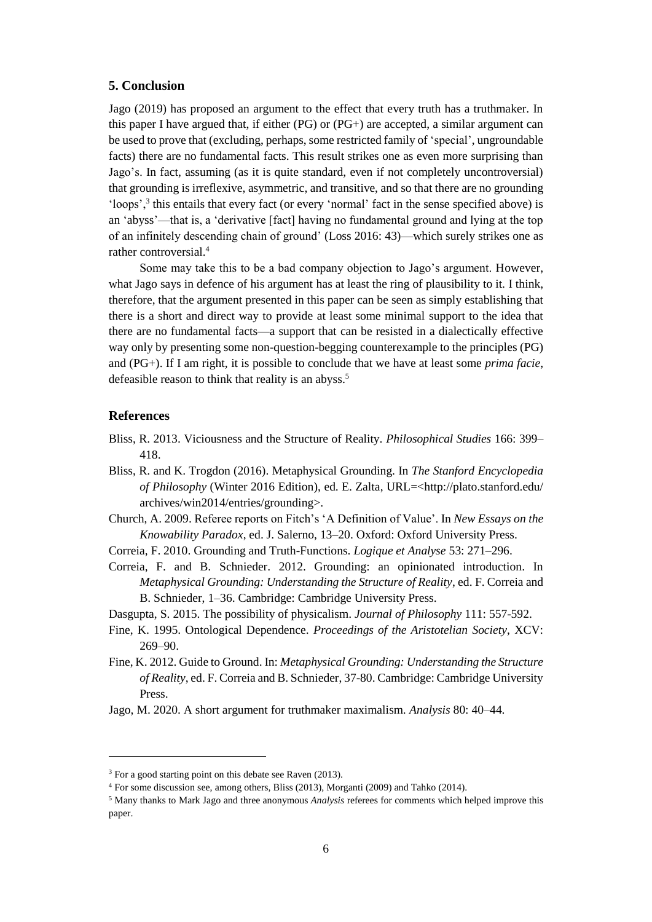## 5. Conclusion

Jago (2019) has proposed an argument to the effect that every truth has a truthmaker. In this paper I have argued that, if either (PG) or (PG+) are accepted, a similar argument can be used to prove that (excluding, perhaps, some restricted family of 'special', ungroundable facts) there are no fundamental facts. This result strikes one as even more surprising than Jago's. In fact, assuming (as it is quite standard, even if not completely uncontroversial) that grounding is irreflexive, asymmetric, and transitive, and so that there are no grounding 'loops',[3] this entails that every fact (or every 'normal' fact in the sense specified above) is an 'abyss'—that is, a 'derivative [fact] having no fundamental ground and lying at the top of an infinitely descending chain of ground' (Loss 2016: 43)—which surely strikes one as rather controversial.[4]

Some may take this to be a bad company objection to Jago's argument. However, what Jago says in defence of his argument has at least the ring of plausibility to it. I think, therefore, that the argument presented in this paper can be seen as simply establishing that there is a short and direct way to provide at least some minimal support to the idea that there are no fundamental facts—a support that can be resisted in a dialectically effective way only by presenting some non-question-begging counterexample to the principles (PG) and (PG+). If I am right, it is possible to conclude that we have at least some *prima facie*, defeasible reason to think that reality is an abyss.[5]

## References

Bliss, R. 2013. Viciousness and the Structure of Reality. *Philosophical Studies* 166: 399–418.

Bliss, R. and K. Trogdon (2016). Metaphysical Grounding. In *The Stanford Encyclopedia of Philosophy* (Winter 2016 Edition), ed. E. Zalta, URL=<http://plato.stanford.edu/archives/win2014/entries/grounding>.

Church, A. 2009. Referee reports on Fitch's 'A Definition of Value'. In *New Essays on the Knowability Paradox*, ed. J. Salerno, 13–20. Oxford: Oxford University Press.

Correia, F. 2010. Grounding and Truth-Functions. *Logique et Analyse* 53: 271–296.

Correia, F. and B. Schnieder. 2012. Grounding: an opinionated introduction. In *Metaphysical Grounding: Understanding the Structure of Reality*, ed. F. Correia and B. Schnieder, 1–36. Cambridge: Cambridge University Press.

Dasgupta, S. 2015. The possibility of physicalism. *Journal of Philosophy* 111: 557-592.

Fine, K. 1995. Ontological Dependence. *Proceedings of the Aristotelian Society*, XCV: 269–90.

Fine, K. 2012. Guide to Ground. In: *Metaphysical Grounding: Understanding the Structure of Reality*, ed. F. Correia and B. Schnieder, 37-80. Cambridge: Cambridge University Press.

Jago, M. 2020. A short argument for truthmaker maximalism. *Analysis* 80: 40–44.

---

[3] For a good starting point on this debate see Raven (2013).

[4] For some discussion see, among others, Bliss (2013), Morganti (2009) and Tahko (2014).

[5] Many thanks to Mark Jago and three anonymous *Analysis* referees for comments which helped improve this paper.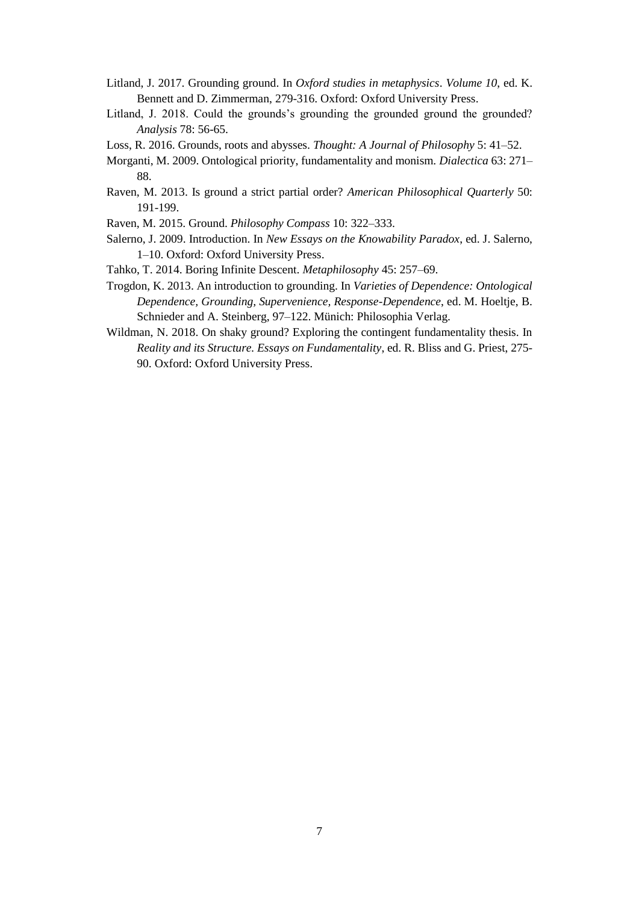Litland, J. 2017. Grounding ground. In *Oxford studies in metaphysics*. *Volume 10*, ed. K. Bennett and D. Zimmerman, 279-316. Oxford: Oxford University Press.

Litland, J. 2018. Could the grounds's grounding the grounded ground the grounded? *Analysis* 78: 56-65.

Loss, R. 2016. Grounds, roots and abysses. *Thought: A Journal of Philosophy* 5: 41–52.

Morganti, M. 2009. Ontological priority, fundamentality and monism. *Dialectica* 63: 271–88.

Raven, M. 2013. Is ground a strict partial order? *American Philosophical Quarterly* 50: 191-199.

Raven, M. 2015. Ground. *Philosophy Compass* 10: 322–333.

Salerno, J. 2009. Introduction. In *New Essays on the Knowability Paradox*, ed. J. Salerno, 1–10. Oxford: Oxford University Press.

Tahko, T. 2014. Boring Infinite Descent. *Metaphilosophy* 45: 257–69.

Trogdon, K. 2013. An introduction to grounding. In *Varieties of Dependence: Ontological Dependence, Grounding, Supervenience, Response-Dependence*, ed. M. Hoeltje, B. Schnieder and A. Steinberg, 97–122. Münich: Philosophia Verlag.

Wildman, N. 2018. On shaky ground? Exploring the contingent fundamentality thesis. In *Reality and its Structure. Essays on Fundamentality*, ed. R. Bliss and G. Priest, 275-90. Oxford: Oxford University Press.